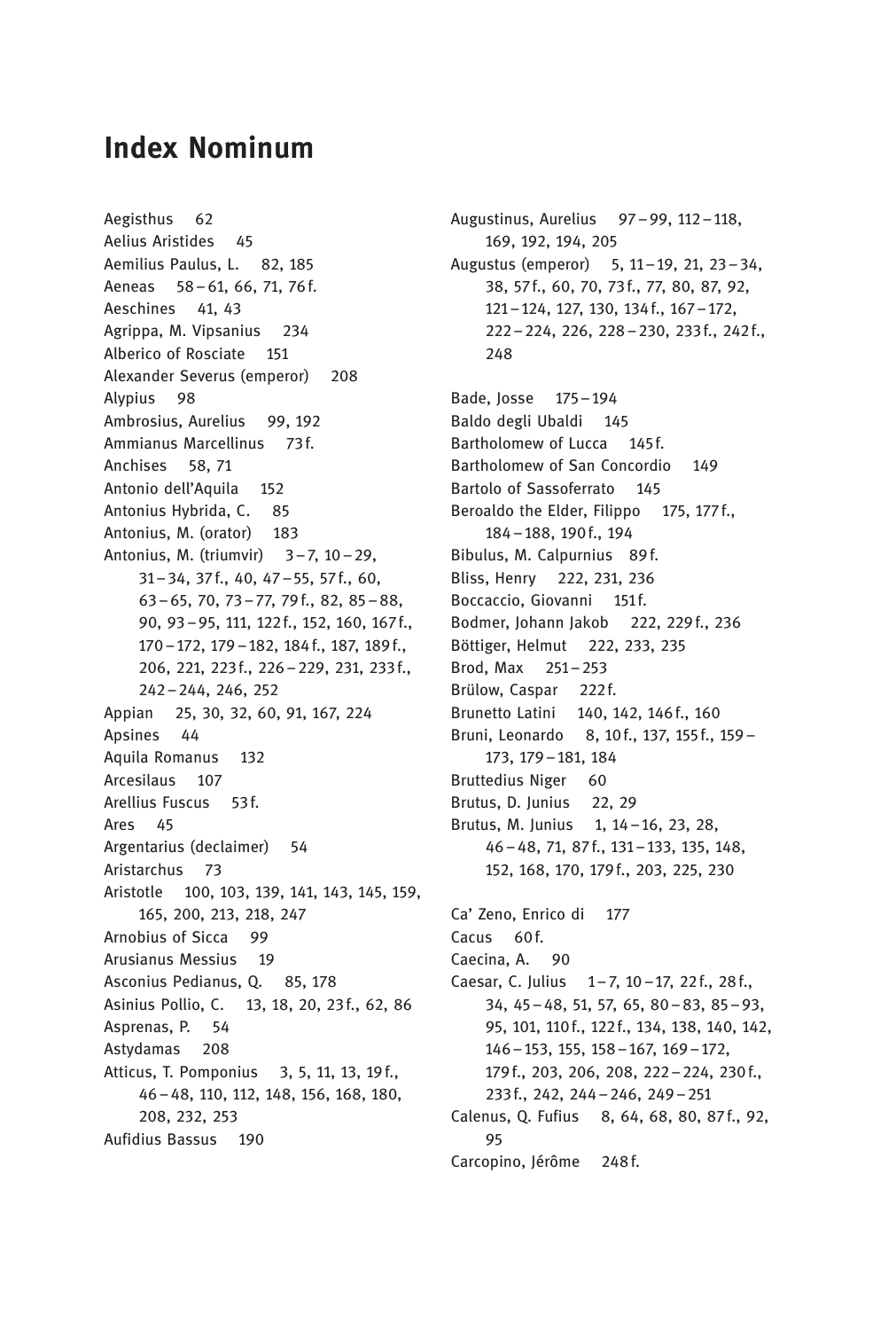# Index Nominum

Aegisthus 62
Aelius Aristides 45
Aemilius Paulus, L. 82, 185
Aeneas 58 – 61, 66, 71, 76 f.
Aeschines 41, 43
Agrippa, M. Vipsanius 234
Alberico of Rosciate 151
Alexander Severus (emperor) 208
Alypius 98
Ambrosius, Aurelius 99, 192
Ammianus Marcellinus 73 f.
Anchises 58, 71
Antonio dell'Aquila 152
Antonius Hybrida, C. 85
Antonius, M. (orator) 183
Antonius, M. (triumvir) 3 – 7, 10 – 29, 31 – 34, 37 f., 40, 47 – 55, 57 f., 60, 63 – 65, 70, 73 – 77, 79 f., 82, 85 – 88, 90, 93 – 95, 111, 122 f., 152, 160, 167 f., 170 – 172, 179 – 182, 184 f., 187, 189 f., 206, 221, 223 f., 226 – 229, 231, 233 f., 242 – 244, 246, 252
Appian 25, 30, 32, 60, 91, 167, 224
Apsines 44
Aquila Romanus 132
Arcesilaus 107
Arellius Fuscus 53 f.
Ares 45
Argentarius (declaimer) 54
Aristarchus 73
Aristotle 100, 103, 139, 141, 143, 145, 159, 165, 200, 213, 218, 247
Arnobius of Sicca 99
Arusianus Messius 19
Asconius Pedianus, Q. 85, 178
Asinius Pollio, C. 13, 18, 20, 23 f., 62, 86
Asprenas, P. 54
Astydamas 208
Atticus, T. Pomponius 3, 5, 11, 13, 19 f., 46 – 48, 110, 112, 148, 156, 168, 180, 208, 232, 253
Aufidius Bassus 190
Augustinus, Aurelius 97 – 99, 112 – 118, 169, 192, 194, 205
Augustus (emperor) 5, 11 – 19, 21, 23 – 34, 38, 57 f., 60, 70, 73 f., 77, 80, 87, 92, 121 – 124, 127, 130, 134 f., 167 – 172, 222 – 224, 226, 228 – 230, 233 f., 242 f., 248

Bade, Josse 175 – 194
Baldo degli Ubaldi 145
Bartholomew of Lucca 145 f.
Bartholomew of San Concordio 149
Bartolo of Sassoferrato 145
Beroaldo the Elder, Filippo 175, 177 f., 184 – 188, 190 f., 194
Bibulus, M. Calpurnius 89 f.
Bliss, Henry 222, 231, 236
Boccaccio, Giovanni 151 f.
Bodmer, Johann Jakob 222, 229 f., 236
Böttiger, Helmut 222, 233, 235
Brod, Max 251 – 253
Brülow, Caspar 222 f.
Brunetto Latini 140, 142, 146 f., 160
Bruni, Leonardo 8, 10 f., 137, 155 f., 159 – 173, 179 – 181, 184
Bruttedius Niger 60
Brutus, D. Junius 22, 29
Brutus, M. Junius 1, 14 – 16, 23, 28, 46 – 48, 71, 87 f., 131 – 133, 135, 148, 152, 168, 170, 179 f., 203, 225, 230

Ca' Zeno, Enrico di 177
Cacus 60 f.
Caecina, A. 90
Caesar, C. Julius 1 – 7, 10 – 17, 22 f., 28 f., 34, 45 – 48, 51, 57, 65, 80 – 83, 85 – 93, 95, 101, 110 f., 122 f., 134, 138, 140, 142, 146 – 153, 155, 158 – 167, 169 – 172, 179 f., 203, 206, 208, 222 – 224, 230 f., 233 f., 242, 244 – 246, 249 – 251
Calenus, Q. Fufius 8, 64, 68, 80, 87 f., 92, 95
Carcopino, Jérôme 248 f.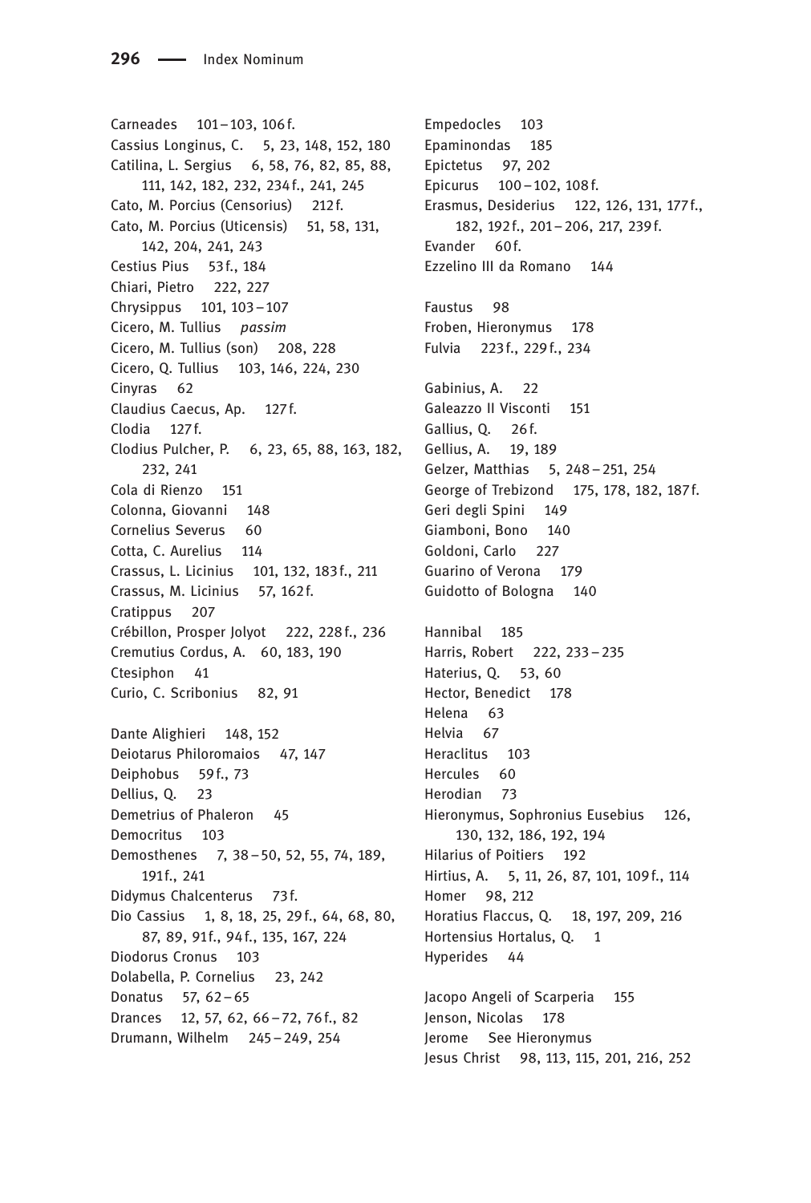Carneades 101–103, 106 f.
Cassius Longinus, C. 5, 23, 148, 152, 180
Catilina, L. Sergius 6, 58, 76, 82, 85, 88, 111, 142, 182, 232, 234 f., 241, 245
Cato, M. Porcius (Censorius) 212 f.
Cato, M. Porcius (Uticensis) 51, 58, 131, 142, 204, 241, 243
Cestius Pius 53 f., 184
Chiari, Pietro 222, 227
Chrysippus 101, 103–107
Cicero, M. Tullius *passim*
Cicero, M. Tullius (son) 208, 228
Cicero, Q. Tullius 103, 146, 224, 230
Cinyras 62
Claudius Caecus, Ap. 127 f.
Clodia 127 f.
Clodius Pulcher, P. 6, 23, 65, 88, 163, 182, 232, 241
Cola di Rienzo 151
Colonna, Giovanni 148
Cornelius Severus 60
Cotta, C. Aurelius 114
Crassus, L. Licinius 101, 132, 183 f., 211
Crassus, M. Licinius 57, 162 f.
Cratippus 207
Crébillon, Prosper Jolyot 222, 228 f., 236
Cremutius Cordus, A. 60, 183, 190
Ctesiphon 41
Curio, C. Scribonius 82, 91

Dante Alighieri 148, 152
Deiotarus Philoromaios 47, 147
Deiphobus 59 f., 73
Dellius, Q. 23
Demetrius of Phaleron 45
Democritus 103
Demosthenes 7, 38–50, 52, 55, 74, 189, 191 f., 241
Didymus Chalcenterus 73 f.
Dio Cassius 1, 8, 18, 25, 29 f., 64, 68, 80, 87, 89, 91 f., 94 f., 135, 167, 224
Diodorus Cronus 103
Dolabella, P. Cornelius 23, 242
Donatus 57, 62–65
Drances 12, 57, 62, 66–72, 76 f., 82
Drumann, Wilhelm 245–249, 254

Empedocles 103
Epaminondas 185
Epictetus 97, 202
Epicurus 100–102, 108 f.
Erasmus, Desiderius 122, 126, 131, 177 f., 182, 192 f., 201–206, 217, 239 f.
Evander 60 f.
Ezzelino III da Romano 144

Faustus 98
Froben, Hieronymus 178
Fulvia 223 f., 229 f., 234

Gabinius, A. 22
Galeazzo II Visconti 151
Gallius, Q. 26 f.
Gellius, A. 19, 189
Gelzer, Matthias 5, 248–251, 254
George of Trebizond 175, 178, 182, 187 f.
Geri degli Spini 149
Giamboni, Bono 140
Goldoni, Carlo 227
Guarino of Verona 179
Guidotto of Bologna 140

Hannibal 185
Harris, Robert 222, 233–235
Haterius, Q. 53, 60
Hector, Benedict 178
Helena 63
Helvia 67
Heraclitus 103
Hercules 60
Herodian 73
Hieronymus, Sophronius Eusebius 126, 130, 132, 186, 192, 194
Hilarius of Poitiers 192
Hirtius, A. 5, 11, 26, 87, 101, 109 f., 114
Homer 98, 212
Horatius Flaccus, Q. 18, 197, 209, 216
Hortensius Hortalus, Q. 1
Hyperides 44

Jacopo Angeli of Scarperia 155
Jenson, Nicolas 178
Jerome See Hieronymus
Jesus Christ 98, 113, 115, 201, 216, 252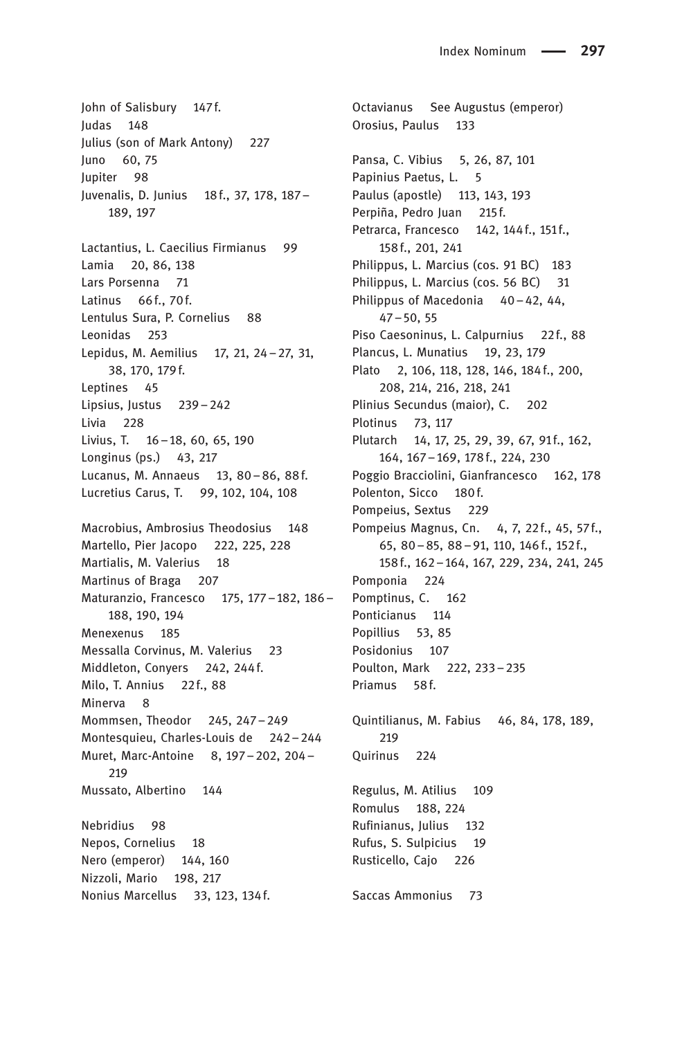John of Salisbury 147 f.
Judas 148
Julius (son of Mark Antony) 227
Juno 60, 75
Jupiter 98
Juvenalis, D. Junius 18 f., 37, 178, 187–189, 197

Lactantius, L. Caecilius Firmianus 99
Lamia 20, 86, 138
Lars Porsenna 71
Latinus 66 f., 70 f.
Lentulus Sura, P. Cornelius 88
Leonidas 253
Lepidus, M. Aemilius 17, 21, 24–27, 31, 38, 170, 179 f.
Leptines 45
Lipsius, Justus 239–242
Livia 228
Livius, T. 16–18, 60, 65, 190
Longinus (ps.) 43, 217
Lucanus, M. Annaeus 13, 80–86, 88 f.
Lucretius Carus, T. 99, 102, 104, 108

Macrobius, Ambrosius Theodosius 148
Martello, Pier Jacopo 222, 225, 228
Martialis, M. Valerius 18
Martinus of Braga 207
Maturanzio, Francesco 175, 177–182, 186–188, 190, 194
Menexenus 185
Messalla Corvinus, M. Valerius 23
Middleton, Conyers 242, 244 f.
Milo, T. Annius 22 f., 88
Minerva 8
Mommsen, Theodor 245, 247–249
Montesquieu, Charles-Louis de 242–244
Muret, Marc-Antoine 8, 197–202, 204–219
Mussato, Albertino 144

Nebridius 98
Nepos, Cornelius 18
Nero (emperor) 144, 160
Nizzoli, Mario 198, 217
Nonius Marcellus 33, 123, 134 f.

Octavianus See Augustus (emperor)
Orosius, Paulus 133

Pansa, C. Vibius 5, 26, 87, 101
Papinius Paetus, L. 5
Paulus (apostle) 113, 143, 193
Perpiña, Pedro Juan 215 f.
Petrarca, Francesco 142, 144 f., 151 f., 158 f., 201, 241
Philippus, L. Marcius (cos. 91 BC) 183
Philippus, L. Marcius (cos. 56 BC) 31
Philippus of Macedonia 40–42, 44, 47–50, 55
Piso Caesoninus, L. Calpurnius 22 f., 88
Plancus, L. Munatius 19, 23, 179
Plato 2, 106, 118, 128, 146, 184 f., 200, 208, 214, 216, 218, 241
Plinius Secundus (maior), C. 202
Plotinus 73, 117
Plutarch 14, 17, 25, 29, 39, 67, 91 f., 162, 164, 167–169, 178 f., 224, 230
Poggio Bracciolini, Gianfrancesco 162, 178
Polenton, Sicco 180 f.
Pompeius, Sextus 229
Pompeius Magnus, Cn. 4, 7, 22 f., 45, 57 f., 65, 80–85, 88–91, 110, 146 f., 152 f., 158 f., 162–164, 167, 229, 234, 241, 245
Pomponia 224
Pomptinus, C. 162
Ponticianus 114
Popillius 53, 85
Posidonius 107
Poulton, Mark 222, 233–235
Priamus 58 f.

Quintilianus, M. Fabius 46, 84, 178, 189, 219
Quirinus 224

Regulus, M. Atilius 109
Romulus 188, 224
Rufinianus, Julius 132
Rufus, S. Sulpicius 19
Rusticello, Cajo 226

Saccas Ammonius 73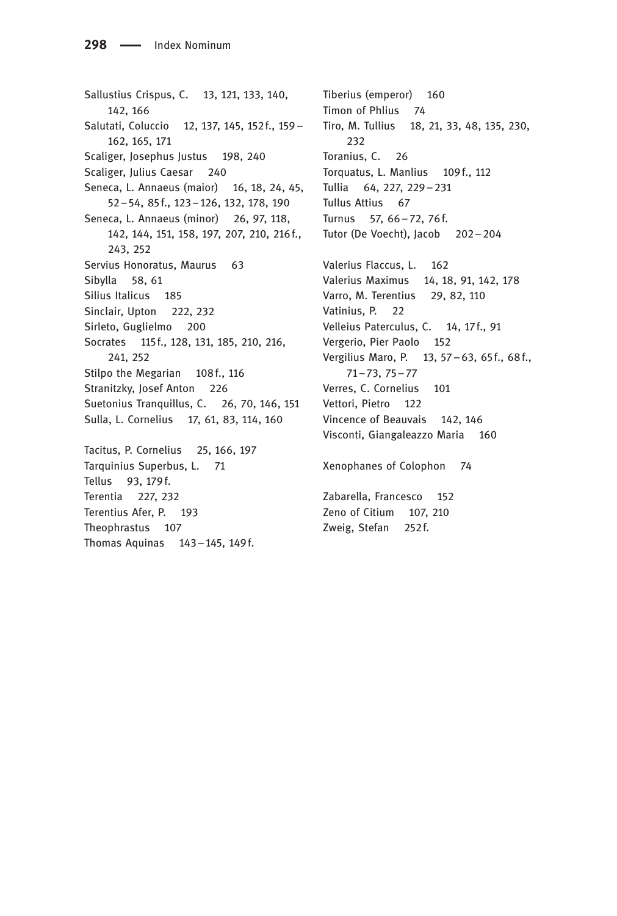Sallustius Crispus, C. 13, 121, 133, 140, 142, 166
Salutati, Coluccio 12, 137, 145, 152 f., 159–162, 165, 171
Scaliger, Josephus Justus 198, 240
Scaliger, Julius Caesar 240
Seneca, L. Annaeus (maior) 16, 18, 24, 45, 52–54, 85 f., 123–126, 132, 178, 190
Seneca, L. Annaeus (minor) 26, 97, 118, 142, 144, 151, 158, 197, 207, 210, 216 f., 243, 252
Servius Honoratus, Maurus 63
Sibylla 58, 61
Silius Italicus 185
Sinclair, Upton 222, 232
Sirleto, Guglielmo 200
Socrates 115 f., 128, 131, 185, 210, 216, 241, 252
Stilpo the Megarian 108 f., 116
Stranitzky, Josef Anton 226
Suetonius Tranquillus, C. 26, 70, 146, 151
Sulla, L. Cornelius 17, 61, 83, 114, 160

Tacitus, P. Cornelius 25, 166, 197
Tarquinius Superbus, L. 71
Tellus 93, 179 f.
Terentia 227, 232
Terentius Afer, P. 193
Theophrastus 107
Thomas Aquinas 143–145, 149 f.
Tiberius (emperor) 160
Timon of Phlius 74
Tiro, M. Tullius 18, 21, 33, 48, 135, 230, 232
Toranius, C. 26
Torquatus, L. Manlius 109 f., 112
Tullia 64, 227, 229–231
Tullus Attius 67
Turnus 57, 66–72, 76 f.
Tutor (De Voecht), Jacob 202–204

Valerius Flaccus, L. 162
Valerius Maximus 14, 18, 91, 142, 178
Varro, M. Terentius 29, 82, 110
Vatinius, P. 22
Velleius Paterculus, C. 14, 17 f., 91
Vergerio, Pier Paolo 152
Vergilius Maro, P. 13, 57–63, 65 f., 68 f., 71–73, 75–77
Verres, C. Cornelius 101
Vettori, Pietro 122
Vincence of Beauvais 142, 146
Visconti, Giangaleazzo Maria 160

Xenophanes of Colophon 74

Zabarella, Francesco 152
Zeno of Citium 107, 210
Zweig, Stefan 252 f.